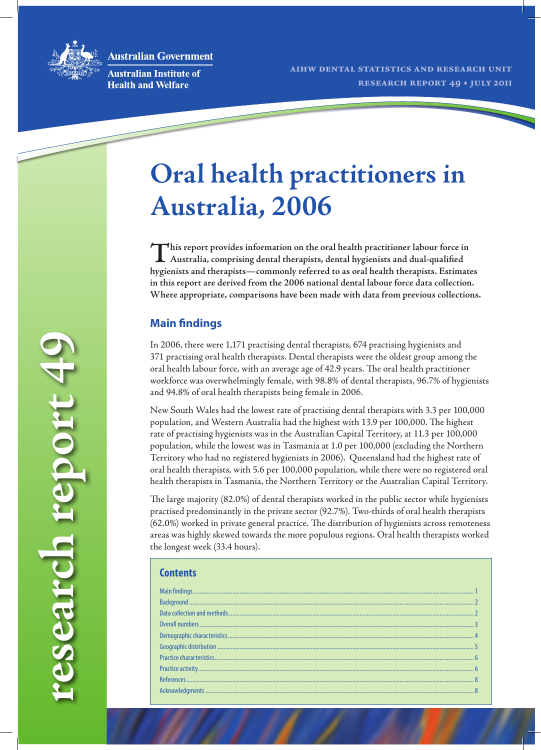Australian Government

Australian Institute of Health and Welfare

AIHW DENTAL STATISTICS AND RESEARCH UNIT

RESEARCH REPORT 49 • JULY 2011

research report 49

# Oral health practitioners in Australia, 2006

**This report provides information on the oral health practitioner labour force in Australia, comprising dental therapists, dental hygienists and dual-qualified hygienists and therapists—commonly referred to as oral health therapists. Estimates in this report are derived from the 2006 national dental labour force data collection. Where appropriate, comparisons have been made with data from previous collections.**

## Main findings

In 2006, there were 1,171 practising dental therapists, 674 practising hygienists and 371 practising oral health therapists. Dental therapists were the oldest group among the oral health labour force, with an average age of 42.9 years. The oral health practitioner workforce was overwhelmingly female, with 98.8% of dental therapists, 96.7% of hygienists and 94.8% of oral health therapists being female in 2006.

New South Wales had the lowest rate of practising dental therapists with 3.3 per 100,000 population, and Western Australia had the highest with 13.9 per 100,000. The highest rate of practising hygienists was in the Australian Capital Territory, at 11.3 per 100,000 population, while the lowest was in Tasmania at 1.0 per 100,000 (excluding the Northern Territory who had no registered hygienists in 2006). Queensland had the highest rate of oral health therapists, with 5.6 per 100,000 population, while there were no registered oral health therapists in Tasmania, the Northern Territory or the Australian Capital Territory.

The large majority (82.0%) of dental therapists worked in the public sector while hygienists practised predominantly in the private sector (92.7%). Two-thirds of oral health therapists (62.0%) worked in private general practice. The distribution of hygienists across remoteness areas was highly skewed towards the more populous regions. Oral health therapists worked the longest week (33.4 hours).

## Contents

| | |
|---|---|
| Main findings | 1 |
| Background | 2 |
| Data collection and methods | 2 |
| Overall numbers | 3 |
| Demographic characteristics | 4 |
| Geographic distribution | 5 |
| Practice characteristics | 6 |
| Practice activity | 6 |
| References | 8 |
| Acknowledgments | 8 |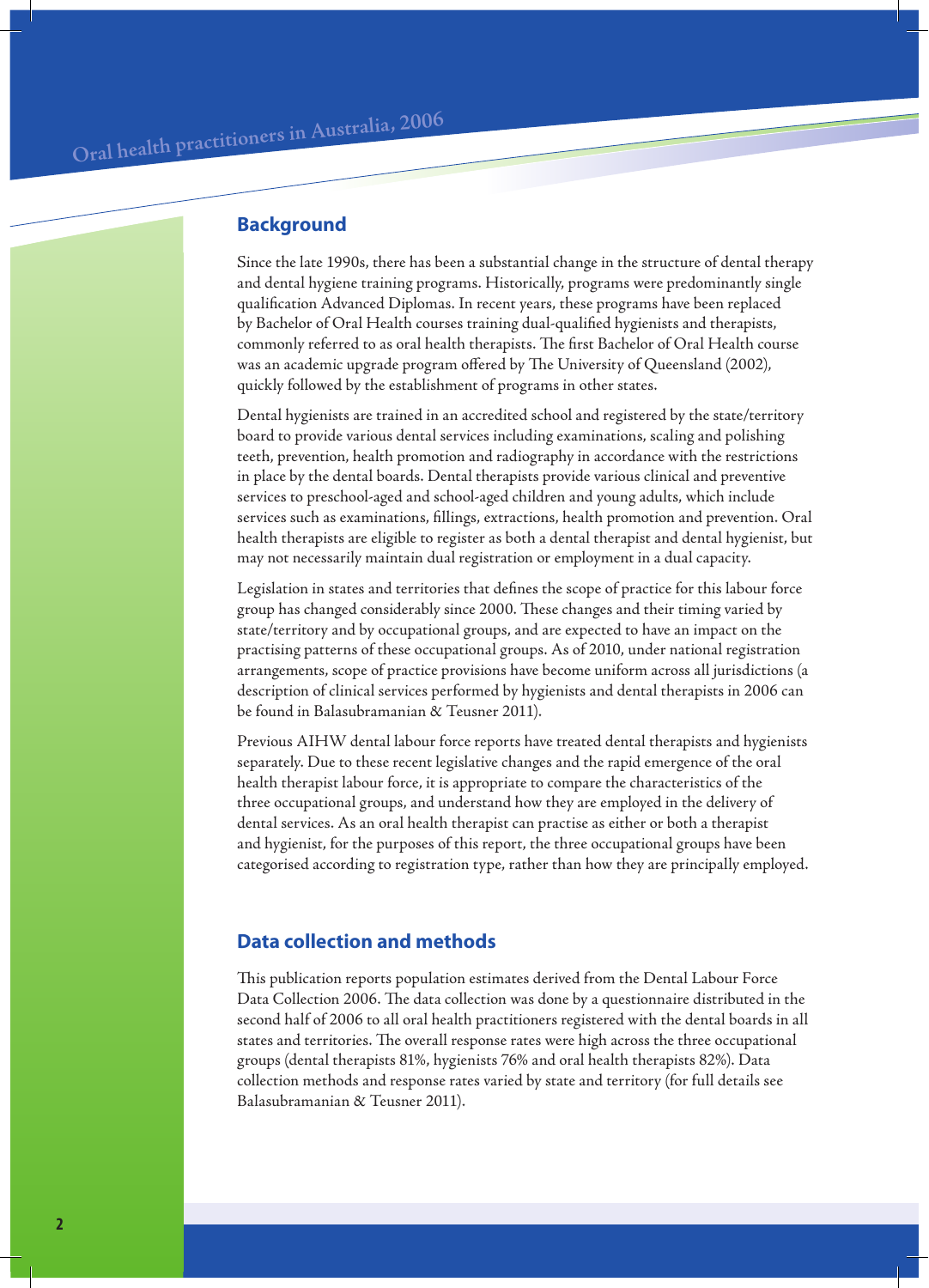## Background

Since the late 1990s, there has been a substantial change in the structure of dental therapy and dental hygiene training programs. Historically, programs were predominantly single qualification Advanced Diplomas. In recent years, these programs have been replaced by Bachelor of Oral Health courses training dual-qualified hygienists and therapists, commonly referred to as oral health therapists. The first Bachelor of Oral Health course was an academic upgrade program offered by The University of Queensland (2002), quickly followed by the establishment of programs in other states.

Dental hygienists are trained in an accredited school and registered by the state/territory board to provide various dental services including examinations, scaling and polishing teeth, prevention, health promotion and radiography in accordance with the restrictions in place by the dental boards. Dental therapists provide various clinical and preventive services to preschool-aged and school-aged children and young adults, which include services such as examinations, fillings, extractions, health promotion and prevention. Oral health therapists are eligible to register as both a dental therapist and dental hygienist, but may not necessarily maintain dual registration or employment in a dual capacity.

Legislation in states and territories that defines the scope of practice for this labour force group has changed considerably since 2000. These changes and their timing varied by state/territory and by occupational groups, and are expected to have an impact on the practising patterns of these occupational groups. As of 2010, under national registration arrangements, scope of practice provisions have become uniform across all jurisdictions (a description of clinical services performed by hygienists and dental therapists in 2006 can be found in Balasubramanian & Teusner 2011).

Previous AIHW dental labour force reports have treated dental therapists and hygienists separately. Due to these recent legislative changes and the rapid emergence of the oral health therapist labour force, it is appropriate to compare the characteristics of the three occupational groups, and understand how they are employed in the delivery of dental services. As an oral health therapist can practise as either or both a therapist and hygienist, for the purposes of this report, the three occupational groups have been categorised according to registration type, rather than how they are principally employed.

## Data collection and methods

This publication reports population estimates derived from the Dental Labour Force Data Collection 2006. The data collection was done by a questionnaire distributed in the second half of 2006 to all oral health practitioners registered with the dental boards in all states and territories. The overall response rates were high across the three occupational groups (dental therapists 81%, hygienists 76% and oral health therapists 82%). Data collection methods and response rates varied by state and territory (for full details see Balasubramanian & Teusner 2011).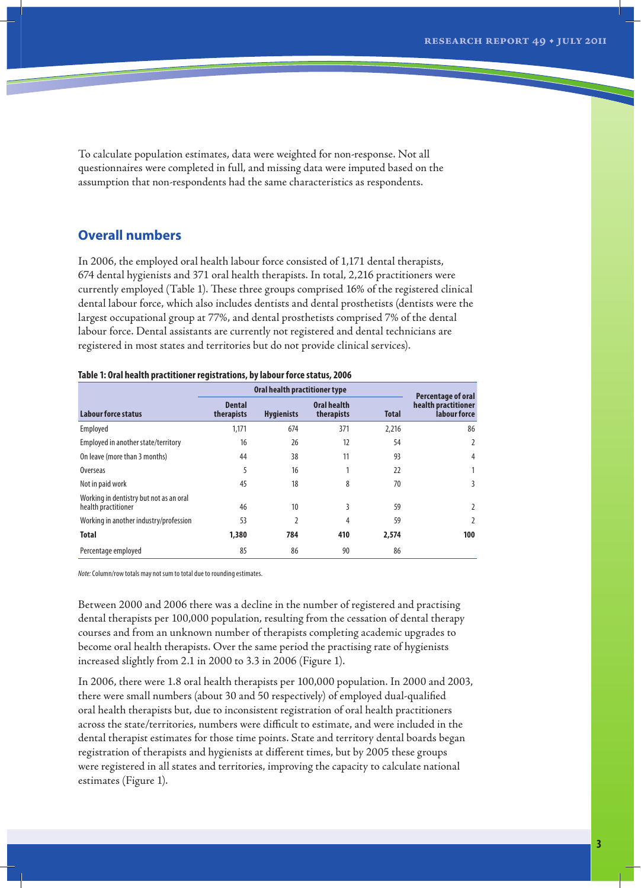To calculate population estimates, data were weighted for non-response. Not all questionnaires were completed in full, and missing data were imputed based on the assumption that non-respondents had the same characteristics as respondents.

## Overall numbers

In 2006, the employed oral health labour force consisted of 1,171 dental therapists, 674 dental hygienists and 371 oral health therapists. In total, 2,216 practitioners were currently employed (Table 1). These three groups comprised 16% of the registered clinical dental labour force, which also includes dentists and dental prosthetists (dentists were the largest occupational group at 77%, and dental prosthetists comprised 7% of the dental labour force. Dental assistants are currently not registered and dental technicians are registered in most states and territories but do not provide clinical services).

**Table 1: Oral health practitioner registrations, by labour force status, 2006**

| Labour force status | Oral health practitioner type | | | | Percentage of oral health practitioner labour force |
|---|---|---|---|---|---|
| | Dental therapists | Hygienists | Oral health therapists | Total | |
| Employed | 1,171 | 674 | 371 | 2,216 | 86 |
| Employed in another state/territory | 16 | 26 | 12 | 54 | 2 |
| On leave (more than 3 months) | 44 | 38 | 11 | 93 | 4 |
| Overseas | 5 | 16 | 1 | 22 | 1 |
| Not in paid work | 45 | 18 | 8 | 70 | 3 |
| Working in dentistry but not as an oral health practitioner | 46 | 10 | 3 | 59 | 2 |
| Working in another industry/profession | 53 | 2 | 4 | 59 | 2 |
| **Total** | **1,380** | **784** | **410** | **2,574** | **100** |
| Percentage employed | 85 | 86 | 90 | 86 | |

*Note:* Column/row totals may not sum to total due to rounding estimates.

Between 2000 and 2006 there was a decline in the number of registered and practising dental therapists per 100,000 population, resulting from the cessation of dental therapy courses and from an unknown number of therapists completing academic upgrades to become oral health therapists. Over the same period the practising rate of hygienists increased slightly from 2.1 in 2000 to 3.3 in 2006 (Figure 1).

In 2006, there were 1.8 oral health therapists per 100,000 population. In 2000 and 2003, there were small numbers (about 30 and 50 respectively) of employed dual-qualified oral health therapists but, due to inconsistent registration of oral health practitioners across the state/territories, numbers were difficult to estimate, and were included in the dental therapist estimates for those time points. State and territory dental boards began registration of therapists and hygienists at different times, but by 2005 these groups were registered in all states and territories, improving the capacity to calculate national estimates (Figure 1).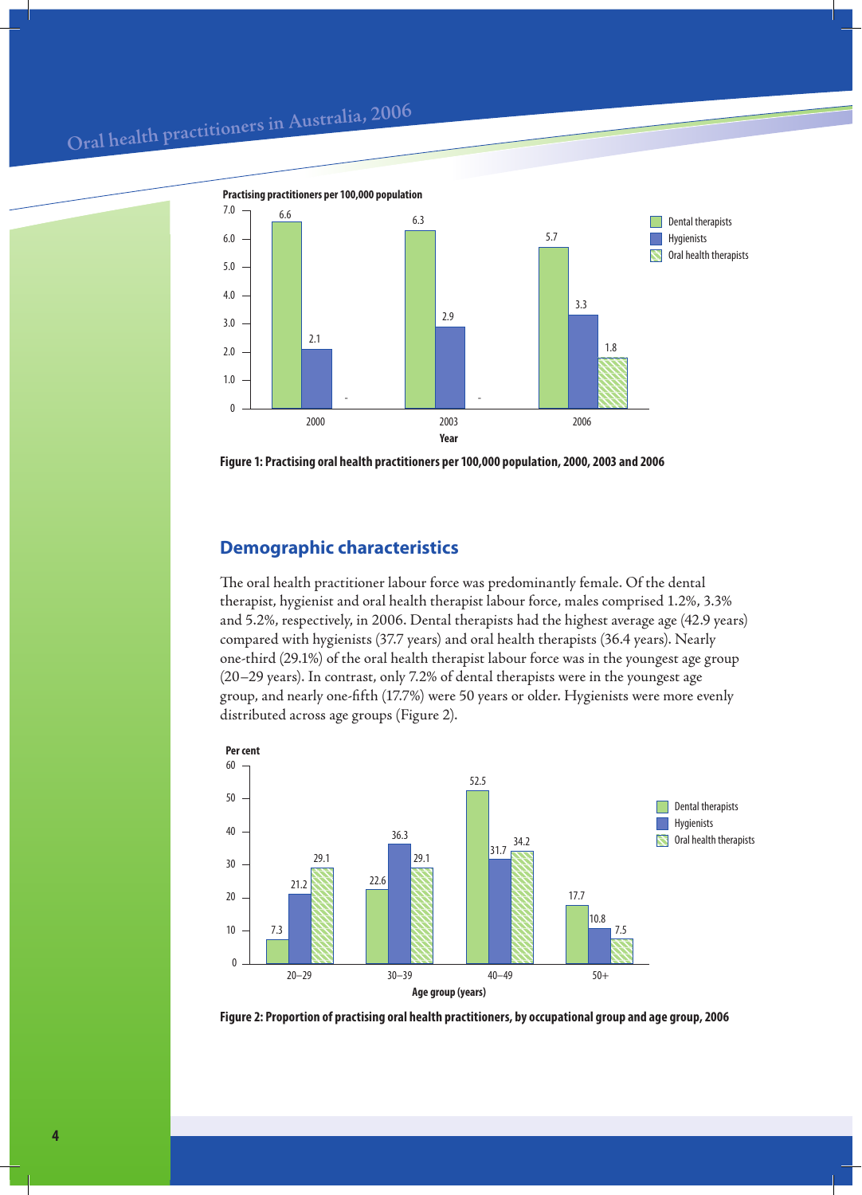Figure 1: Practising oral health practitioners per 100,000 population, 2000, 2003 and 2006

| Year | Dental therapists | Hygienists | Oral health therapists |
| --- | --- | --- | --- |
| 2000 | 6.6 | 2.1 | - |
| 2003 | 6.3 | 2.9 | - |
| 2006 | 5.7 | 3.3 | 1.8 |

## Demographic characteristics

The oral health practitioner labour force was predominantly female. Of the dental therapist, hygienist and oral health therapist labour force, males comprised 1.2%, 3.3% and 5.2%, respectively, in 2006. Dental therapists had the highest average age (42.9 years) compared with hygienists (37.7 years) and oral health therapists (36.4 years). Nearly one-third (29.1%) of the oral health therapist labour force was in the youngest age group (20–29 years). In contrast, only 7.2% of dental therapists were in the youngest age group, and nearly one-fifth (17.7%) were 50 years or older. Hygienists were more evenly distributed across age groups (Figure 2).

Figure 2: Proportion of practising oral health practitioners, by occupational group and age group, 2006

| Age group (years) | Dental therapists (%) | Hygienists (%) | Oral health therapists (%) |
| --- | --- | --- | --- |
| 20–29 | 7.3 | 21.2 | 29.1 |
| 30–39 | 22.6 | 36.3 | 29.1 |
| 40–49 | 52.5 | 31.7 | 34.2 |
| 50+ | 17.7 | 10.8 | 7.5 |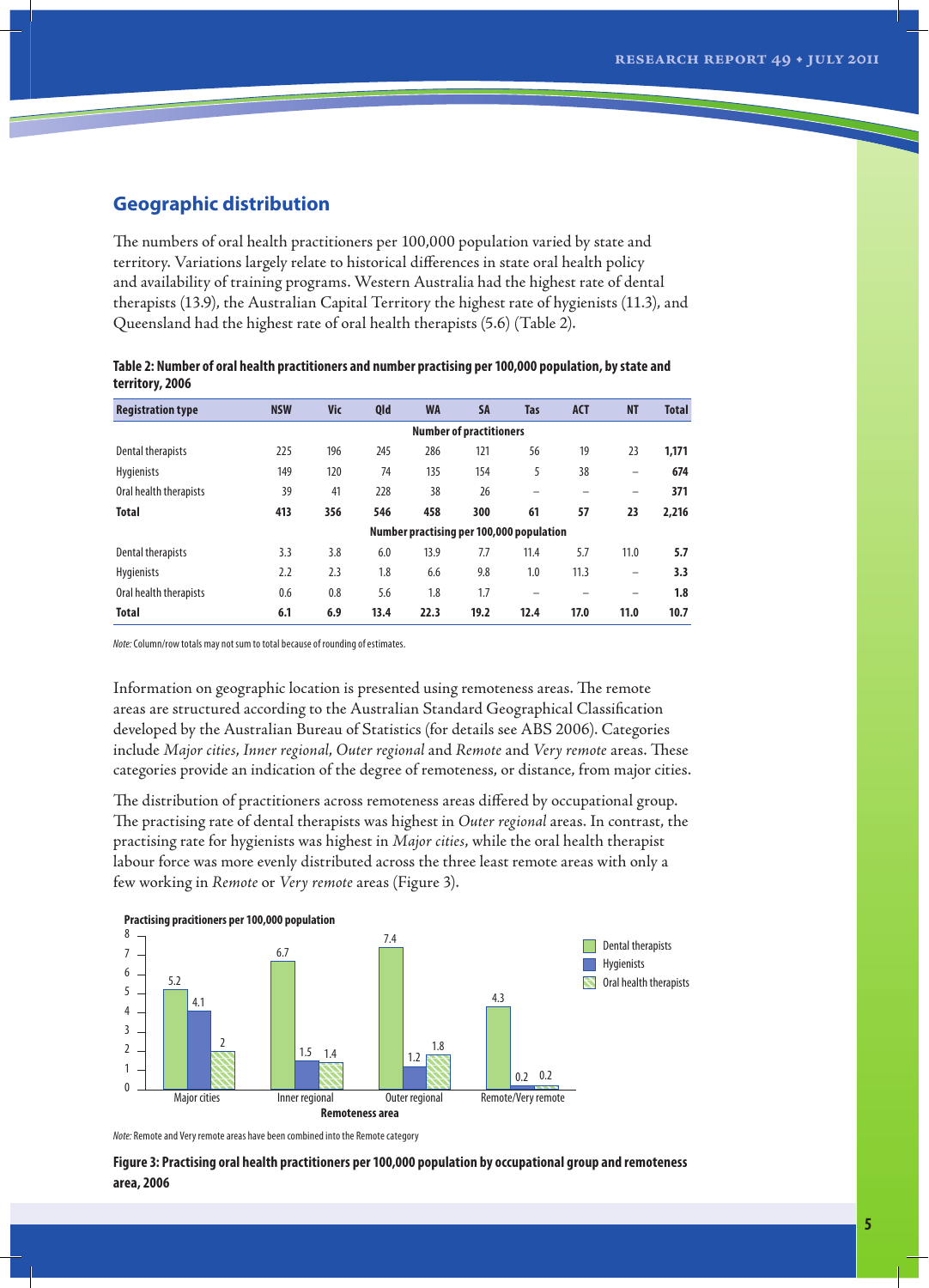## Geographic distribution

The numbers of oral health practitioners per 100,000 population varied by state and territory. Variations largely relate to historical differences in state oral health policy and availability of training programs. Western Australia had the highest rate of dental therapists (13.9), the Australian Capital Territory the highest rate of hygienists (11.3), and Queensland had the highest rate of oral health therapists (5.6) (Table 2).

**Table 2: Number of oral health practitioners and number practising per 100,000 population, by state and territory, 2006**

| Registration type | NSW | Vic | Qld | WA | SA | Tas | ACT | NT | Total |
|---|---|---|---|---|---|---|---|---|---|
| | | | | **Number of practitioners** | | | | | |
| Dental therapists | 225 | 196 | 245 | 286 | 121 | 56 | 19 | 23 | **1,171** |
| Hygienists | 149 | 120 | 74 | 135 | 154 | 5 | 38 | – | **674** |
| Oral health therapists | 39 | 41 | 228 | 38 | 26 | – | – | – | **371** |
| **Total** | **413** | **356** | **546** | **458** | **300** | **61** | **57** | **23** | **2,216** |
| | | | | **Number practising per 100,000 population** | | | | | |
| Dental therapists | 3.3 | 3.8 | 6.0 | 13.9 | 7.7 | 11.4 | 5.7 | 11.0 | **5.7** |
| Hygienists | 2.2 | 2.3 | 1.8 | 6.6 | 9.8 | 1.0 | 11.3 | – | **3.3** |
| Oral health therapists | 0.6 | 0.8 | 5.6 | 1.8 | 1.7 | – | – | – | **1.8** |
| **Total** | **6.1** | **6.9** | **13.4** | **22.3** | **19.2** | **12.4** | **17.0** | **11.0** | **10.7** |

*Note:* Column/row totals may not sum to total because of rounding of estimates.

Information on geographic location is presented using remoteness areas. The remote areas are structured according to the Australian Standard Geographical Classification developed by the Australian Bureau of Statistics (for details see ABS 2006). Categories include *Major cities*, *Inner regional*, *Outer regional* and *Remote* and *Very remote* areas. These categories provide an indication of the degree of remoteness, or distance, from major cities.

The distribution of practitioners across remoteness areas differed by occupational group. The practising rate of dental therapists was highest in *Outer regional* areas. In contrast, the practising rate for hygienists was highest in *Major cities*, while the oral health therapist labour force was more evenly distributed across the three least remote areas with only a few working in *Remote* or *Very remote* areas (Figure 3).

**Practising pracitioners per 100,000 population**

| Remoteness area | Dental therapists | Hygienists | Oral health therapists |
|---|---|---|---|
| Major cities | 5.2 | 4.1 | 2 |
| Inner regional | 6.7 | 1.5 | 1.4 |
| Outer regional | 7.4 | 1.2 | 1.8 |
| Remote/Very remote | 4.3 | 0.2 | 0.2 |

*Note:* Remote and Very remote areas have been combined into the Remote category

**Figure 3: Practising oral health practitioners per 100,000 population by occupational group and remoteness area, 2006**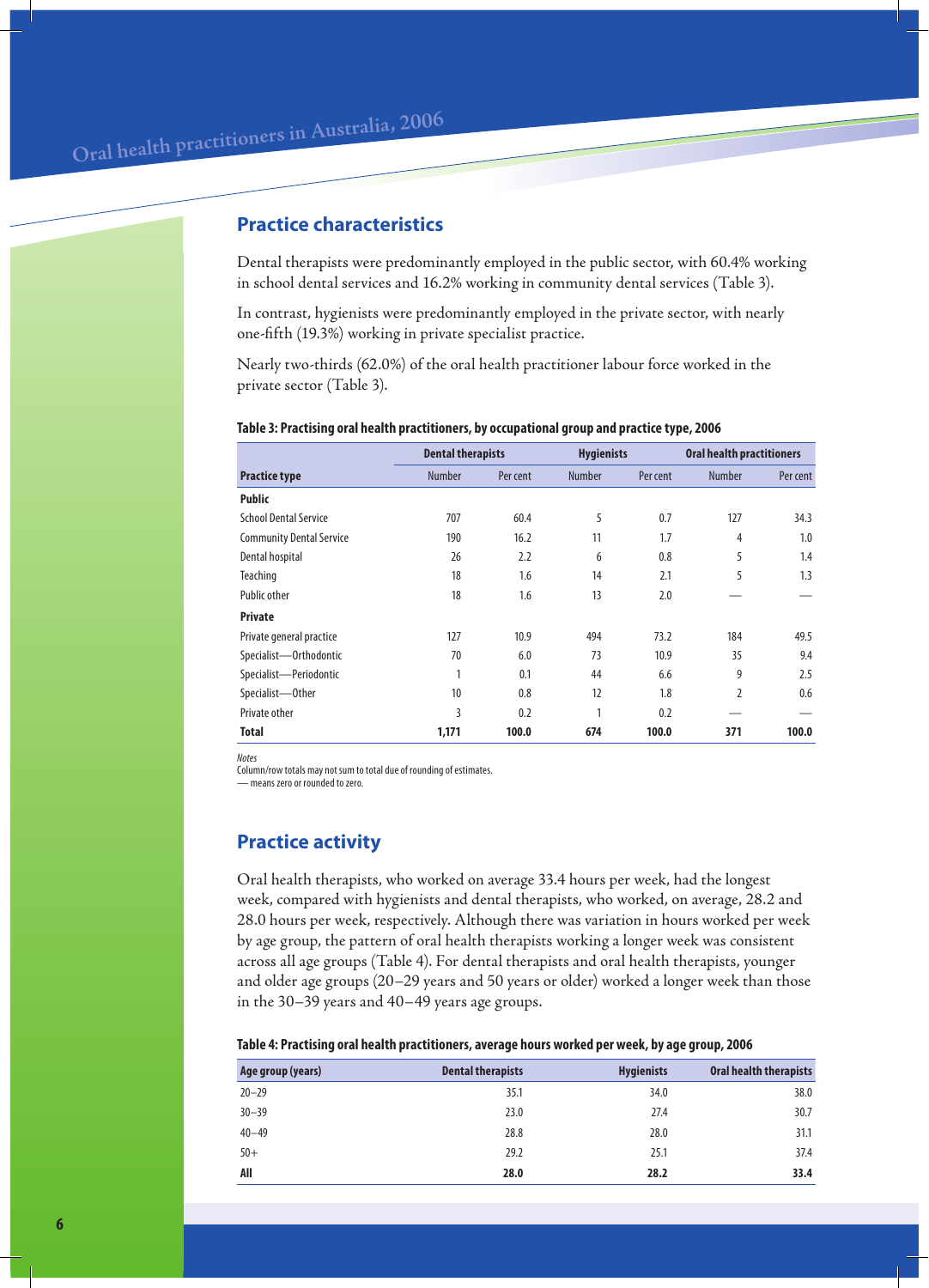## Practice characteristics

Dental therapists were predominantly employed in the public sector, with 60.4% working in school dental services and 16.2% working in community dental services (Table 3).

In contrast, hygienists were predominantly employed in the private sector, with nearly one-fifth (19.3%) working in private specialist practice.

Nearly two-thirds (62.0%) of the oral health practitioner labour force worked in the private sector (Table 3).

**Table 3: Practising oral health practitioners, by occupational group and practice type, 2006**

| | Dental therapists | | Hygienists | | Oral health practitioners | |
|---|---|---|---|---|---|---|
| **Practice type** | Number | Per cent | Number | Per cent | Number | Per cent |
| **Public** | | | | | | |
| School Dental Service | 707 | 60.4 | 5 | 0.7 | 127 | 34.3 |
| Community Dental Service | 190 | 16.2 | 11 | 1.7 | 4 | 1.0 |
| Dental hospital | 26 | 2.2 | 6 | 0.8 | 5 | 1.4 |
| Teaching | 18 | 1.6 | 14 | 2.1 | 5 | 1.3 |
| Public other | 18 | 1.6 | 13 | 2.0 | — | — |
| **Private** | | | | | | |
| Private general practice | 127 | 10.9 | 494 | 73.2 | 184 | 49.5 |
| Specialist—Orthodontic | 70 | 6.0 | 73 | 10.9 | 35 | 9.4 |
| Specialist—Periodontic | 1 | 0.1 | 44 | 6.6 | 9 | 2.5 |
| Specialist—Other | 10 | 0.8 | 12 | 1.8 | 2 | 0.6 |
| Private other | 3 | 0.2 | 1 | 0.2 | — | — |
| **Total** | **1,171** | **100.0** | **674** | **100.0** | **371** | **100.0** |

*Notes*
Column/row totals may not sum to total due of rounding of estimates.
— means zero or rounded to zero.

## Practice activity

Oral health therapists, who worked on average 33.4 hours per week, had the longest week, compared with hygienists and dental therapists, who worked, on average, 28.2 and 28.0 hours per week, respectively. Although there was variation in hours worked per week by age group, the pattern of oral health therapists working a longer week was consistent across all age groups (Table 4). For dental therapists and oral health therapists, younger and older age groups (20–29 years and 50 years or older) worked a longer week than those in the 30–39 years and 40–49 years age groups.

**Table 4: Practising oral health practitioners, average hours worked per week, by age group, 2006**

| Age group (years) | Dental therapists | Hygienists | Oral health therapists |
|---|---|---|---|
| 20–29 | 35.1 | 34.0 | 38.0 |
| 30–39 | 23.0 | 27.4 | 30.7 |
| 40–49 | 28.8 | 28.0 | 31.1 |
| 50+ | 29.2 | 25.1 | 37.4 |
| **All** | **28.0** | **28.2** | **33.4** |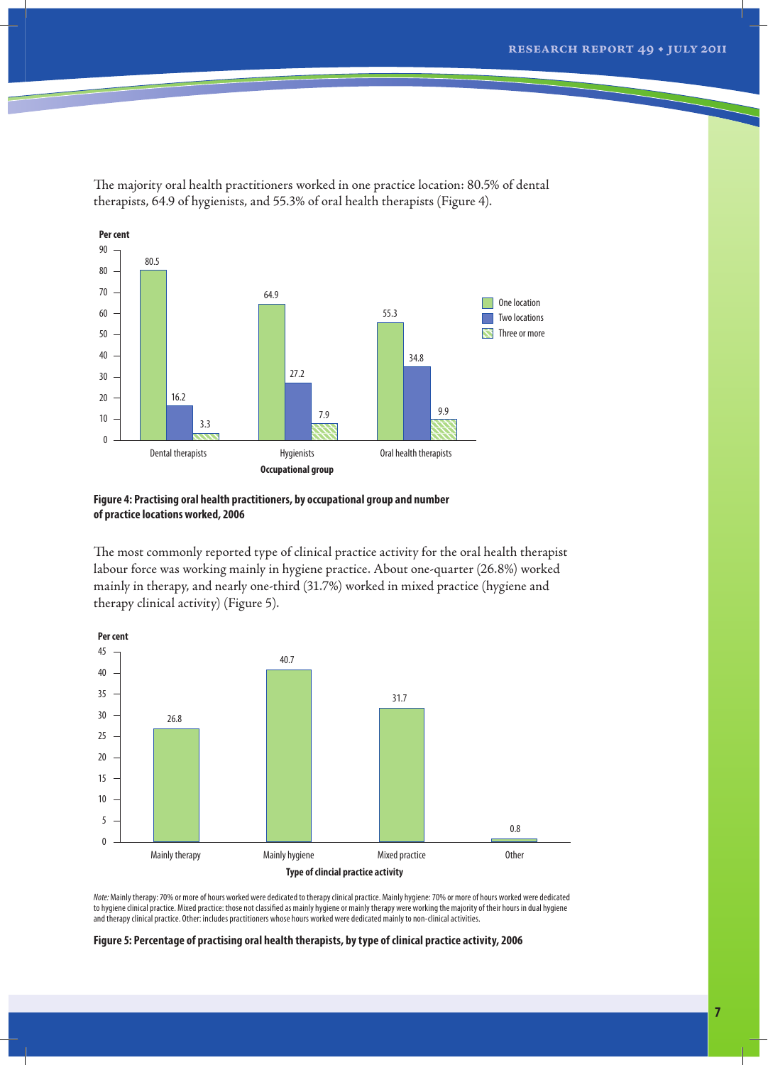The majority oral health practitioners worked in one practice location: 80.5% of dental therapists, 64.9 of hygienists, and 55.3% of oral health therapists (Figure 4).

| Occupational group | One location | Two locations | Three or more |
| --- | --- | --- | --- |
| Dental therapists | 80.5 | 16.2 | 3.3 |
| Hygienists | 64.9 | 27.2 | 7.9 |
| Oral health therapists | 55.3 | 34.8 | 9.9 |

**Figure 4: Practising oral health practitioners, by occupational group and number of practice locations worked, 2006**

The most commonly reported type of clinical practice activity for the oral health therapist labour force was working mainly in hygiene practice. About one-quarter (26.8%) worked mainly in therapy, and nearly one-third (31.7%) worked in mixed practice (hygiene and therapy clinical activity) (Figure 5).

| Type of clincial practice activity | Per cent |
| --- | --- |
| Mainly therapy | 26.8 |
| Mainly hygiene | 40.7 |
| Mixed practice | 31.7 |
| Other | 0.8 |

*Note:* Mainly therapy: 70% or more of hours worked were dedicated to therapy clinical practice. Mainly hygiene: 70% or more of hours worked were dedicated to hygiene clinical practice. Mixed practice: those not classified as mainly hygiene or mainly therapy were working the majority of their hours in dual hygiene and therapy clinical practice. Other: includes practitioners whose hours worked were dedicated mainly to non-clinical activities.

**Figure 5: Percentage of practising oral health therapists, by type of clinical practice activity, 2006**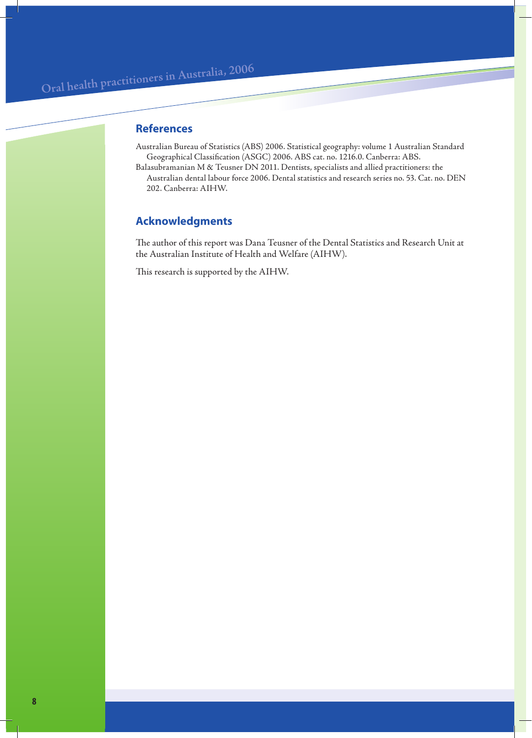## References

Australian Bureau of Statistics (ABS) 2006. Statistical geography: volume 1 Australian Standard Geographical Classification (ASGC) 2006. ABS cat. no. 1216.0. Canberra: ABS.

Balasubramanian M & Teusner DN 2011. Dentists, specialists and allied practitioners: the Australian dental labour force 2006. Dental statistics and research series no. 53. Cat. no. DEN 202. Canberra: AIHW.

## Acknowledgments

The author of this report was Dana Teusner of the Dental Statistics and Research Unit at the Australian Institute of Health and Welfare (AIHW).

This research is supported by the AIHW.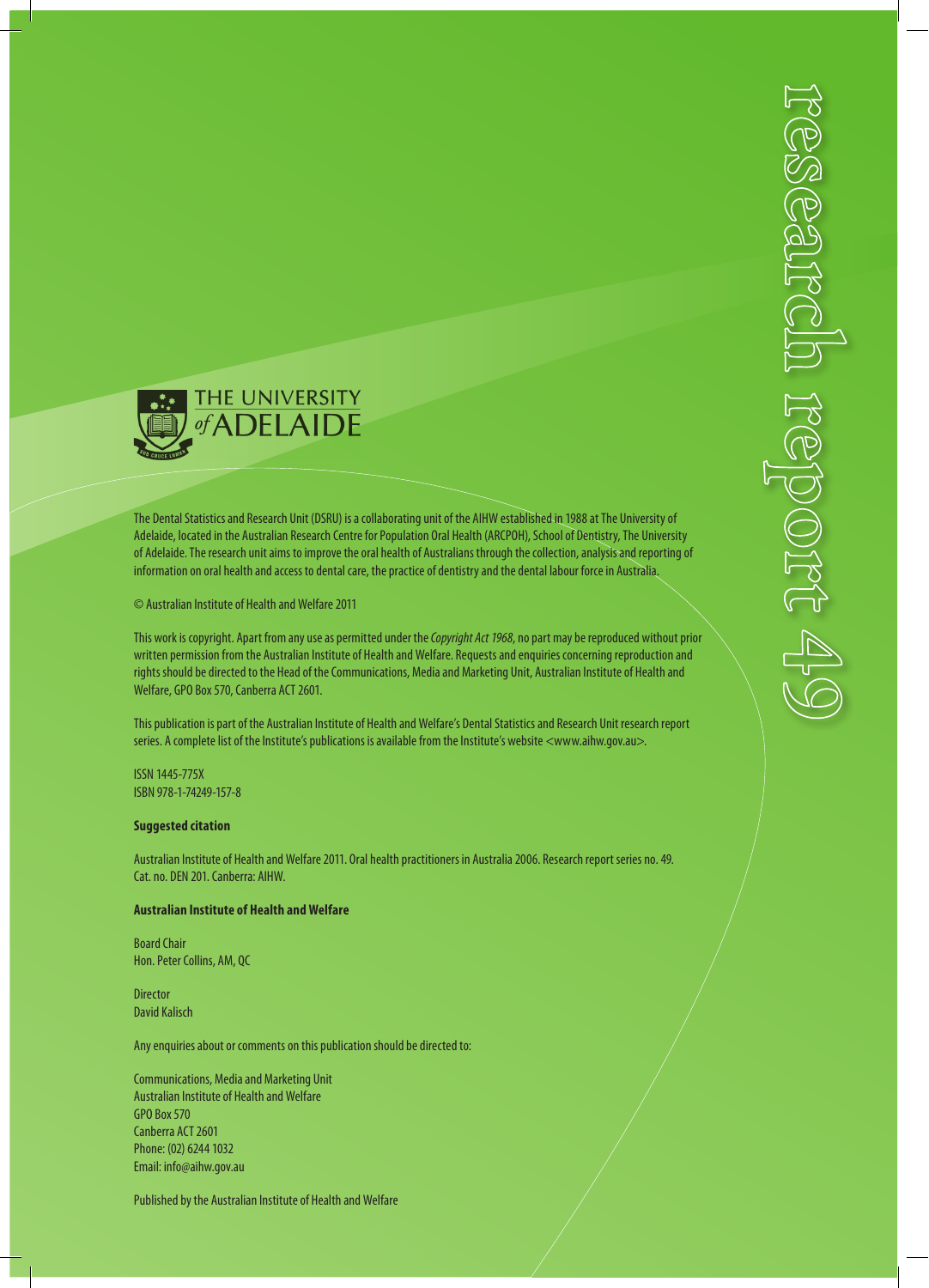research report 49

THE UNIVERSITY of ADELAIDE

The Dental Statistics and Research Unit (DSRU) is a collaborating unit of the AIHW established in 1988 at The University of Adelaide, located in the Australian Research Centre for Population Oral Health (ARCPOH), School of Dentistry, The University of Adelaide. The research unit aims to improve the oral health of Australians through the collection, analysis and reporting of information on oral health and access to dental care, the practice of dentistry and the dental labour force in Australia.

© Australian Institute of Health and Welfare 2011

This work is copyright. Apart from any use as permitted under the *Copyright Act 1968*, no part may be reproduced without prior written permission from the Australian Institute of Health and Welfare. Requests and enquiries concerning reproduction and rights should be directed to the Head of the Communications, Media and Marketing Unit, Australian Institute of Health and Welfare, GPO Box 570, Canberra ACT 2601.

This publication is part of the Australian Institute of Health and Welfare's Dental Statistics and Research Unit research report series. A complete list of the Institute's publications is available from the Institute's website <www.aihw.gov.au>.

ISSN 1445-775X
ISBN 978-1-74249-157-8

**Suggested citation**

Australian Institute of Health and Welfare 2011. Oral health practitioners in Australia 2006. Research report series no. 49. Cat. no. DEN 201. Canberra: AIHW.

**Australian Institute of Health and Welfare**

Board Chair
Hon. Peter Collins, AM, QC

Director
David Kalisch

Any enquiries about or comments on this publication should be directed to:

Communications, Media and Marketing Unit
Australian Institute of Health and Welfare
GPO Box 570
Canberra ACT 2601
Phone: (02) 6244 1032
Email: info@aihw.gov.au

Published by the Australian Institute of Health and Welfare